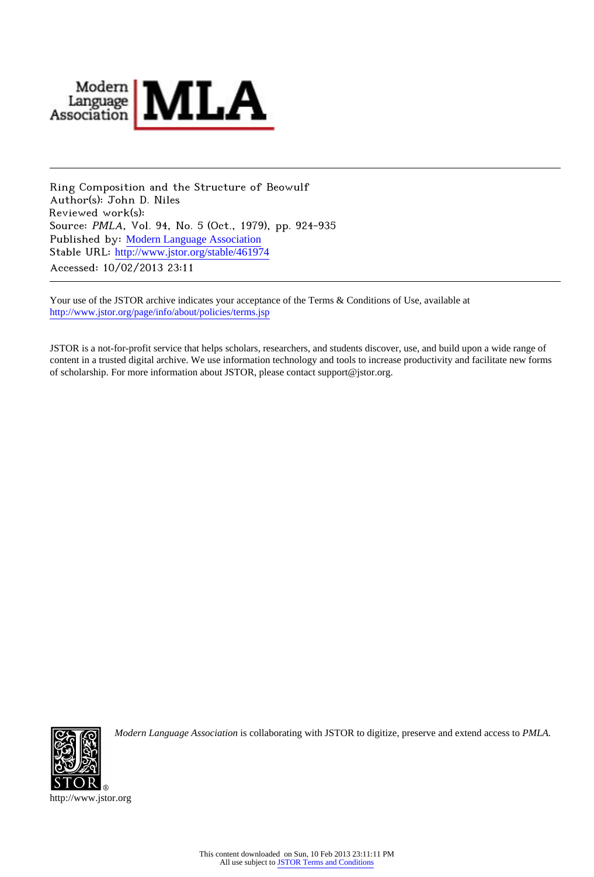Ring Composition and the Structure of Beowulf
Author(s): John D. Niles
Reviewed work(s):
Source: *PMLA*, Vol. 94, No. 5 (Oct., 1979), pp. 924-935
Published by: Modern Language Association
Stable URL: http://www.jstor.org/stable/461974
Accessed: 10/02/2013 23:11

---

Your use of the JSTOR archive indicates your acceptance of the Terms & Conditions of Use, available at
http://www.jstor.org/page/info/about/policies/terms.jsp

JSTOR is a not-for-profit service that helps scholars, researchers, and students discover, use, and build upon a wide range of content in a trusted digital archive. We use information technology and tools to increase productivity and facilitate new forms of scholarship. For more information about JSTOR, please contact support@jstor.org.

*Modern Language Association* is collaborating with JSTOR to digitize, preserve and extend access to *PMLA.*

http://www.jstor.org

This content downloaded on Sun, 10 Feb 2013 23:11:11 PM
All use subject to JSTOR Terms and Conditions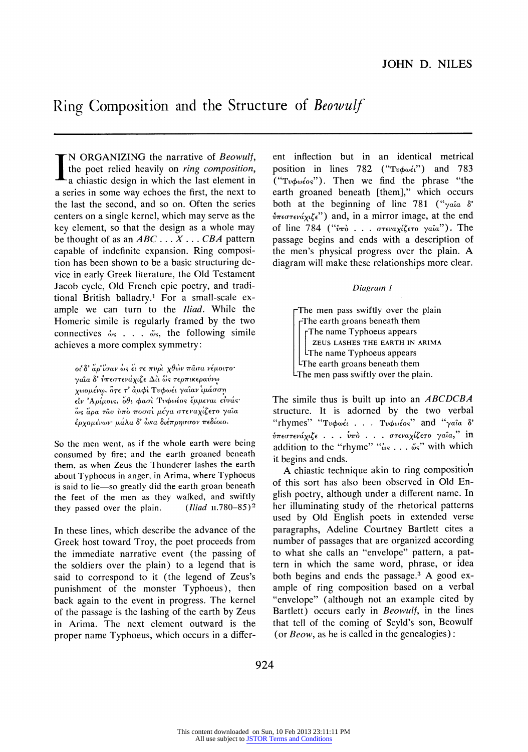# Ring Composition and the Structure of *Beowulf*

JOHN D. NILES

IN ORGANIZING the narrative of *Beowulf*, the poet relied heavily on *ring composition*, a chiastic design in which the last element in a series in some way echoes the first, the next to the last the second, and so on. Often the series centers on a single kernel, which may serve as the key element, so that the design as a whole may be thought of as an *ABC . . . X . . . CBA* pattern capable of indefinite expansion. Ring composition has been shown to be a basic structuring device in early Greek literature, the Old Testament Jacob cycle, Old French epic poetry, and traditional British balladry.[1] For a small-scale example we can turn to the *Iliad*. While the Homeric simile is regularly framed by the two connectives ὡς . . . ὥς, the following simile achieves a more complex symmetry:

> οἱ δ' ἄρ' ἴσαν ὡς εἴ τε πυρὶ χθὼν πᾶσα νέμοιτο·
> γαῖα δ' ὑπεστενάχιζε Διὶ ὡς τερπικεραύνῳ
> χωομένῳ, ὅτε τ' ἀμφὶ Τυφωέϊ γαῖαν ἱμάσσῃ
> εἰν Ἀρίμοις, ὅθι φασὶ Τυφωέος ἔμμεναι εὐνάς·
> ὣς ἄρα τῶν ὑπὸ ποσσὶ μέγα στεναχίζετο γαῖα
> ἐρχομένων· μάλα δ' ὦκα διέπρησσον πεδίοιο.

So the men went, as if the whole earth were being consumed by fire; and the earth groaned beneath them, as when Zeus the Thunderer lashes the earth about Typhoeus in anger, in Arima, where Typhoeus is said to lie—so greatly did the earth groan beneath the feet of the men as they walked, and swiftly they passed over the plain. (*Iliad* II.780–85)[2]

In these lines, which describe the advance of the Greek host toward Troy, the poet proceeds from the immediate narrative event (the passing of the soldiers over the plain) to a legend that is said to correspond to it (the legend of Zeus's punishment of the monster Typhoeus), then back again to the event in progress. The kernel of the passage is the lashing of the earth by Zeus in Arima. The next element outward is the proper name Typhoeus, which occurs in a different inflection but in an identical metrical position in lines 782 ("Τυφωέϊ") and 783 ("Τυφωέος"). Then we find the phrase "the earth groaned beneath [them]," which occurs both at the beginning of line 781 ("γαῖα δ' ὑπεστενάχιζε") and, in a mirror image, at the end of line 784 ("ὑπὸ . . . στεναχίζετο γαῖα"). The passage begins and ends with a description of the men's physical progress over the plain. A diagram will make these relationships more clear.

*Diagram 1*

```
┌The men pass swiftly over the plain
│┌The earth groans beneath them
││┌The name Typhoeus appears
│││  ZEUS LASHES THE EARTH IN ARIMA
││└The name Typhoeus appears
│└The earth groans beneath them
└The men pass swiftly over the plain.
```

The simile thus is built up into an *ABCDCBA* structure. It is adorned by the two verbal "rhymes" "Τυφωέϊ . . . Τυφωέος" and "γαῖα δ' ὑπεστενάχιζε . . . ὑπὸ . . . στεναχίζετο γαῖα," in addition to the "rhyme" "ὡς . . . ὥς" with which it begins and ends.

A chiastic technique akin to ring composition of this sort has also been observed in Old English poetry, although under a different name. In her illuminating study of the rhetorical patterns used by Old English poets in extended verse paragraphs, Adeline Courtney Bartlett cites a number of passages that are organized according to what she calls an "envelope" pattern, a pattern in which the same word, phrase, or idea both begins and ends the passage.[3] A good example of ring composition based on a verbal "envelope" (although not an example cited by Bartlett) occurs early in *Beowulf*, in the lines that tell of the coming of Scyld's son, Beowulf (or *Beow*, as he is called in the genealogies):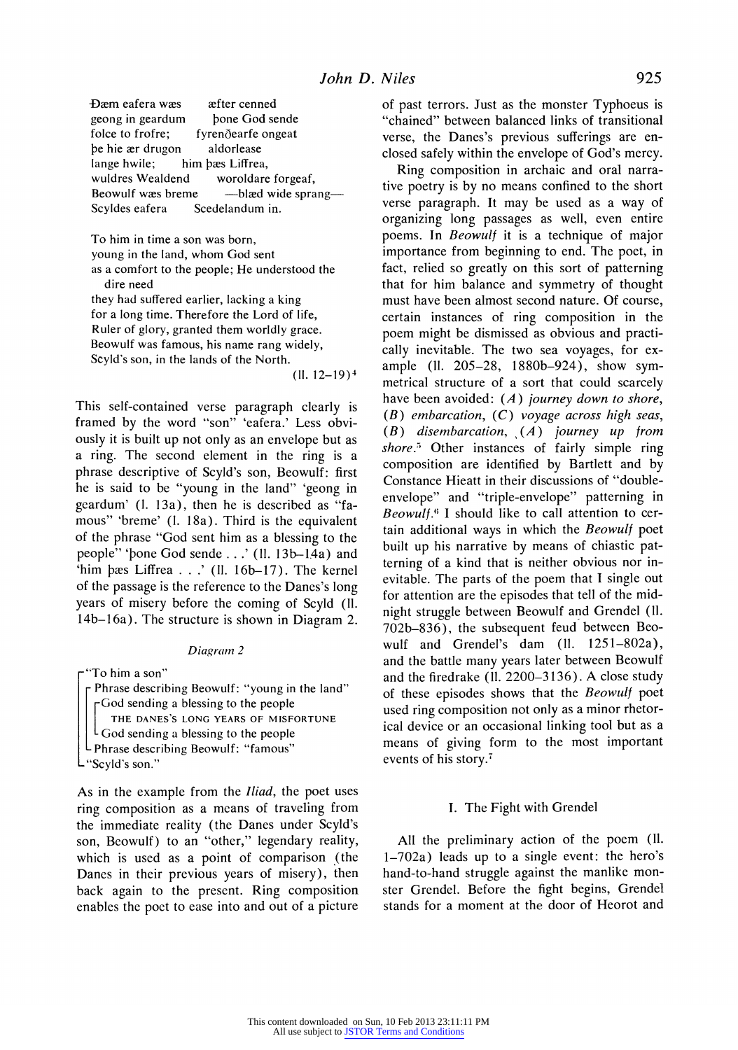Ðæm eafera wæs æfter cenned
geong in geardum þone God sende
folce to frofre; fyrenðearfe ongeat
þe hie ær drugon aldorlease
lange hwile; him þæs Liffrea,
wuldres Wealdend woroldare forgeaf,
Beowulf wæs breme —blæd wide sprang—
Scyldes eafera Scedelandum in.

To him in time a son was born,
young in the land, whom God sent
as a comfort to the people; He understood the dire need
they had suffered earlier, lacking a king
for a long time. Therefore the Lord of life,
Ruler of glory, granted them worldly grace.
Beowulf was famous, his name rang widely,
Scyld's son, in the lands of the North.

(ll. 12–19)[4]

This self-contained verse paragraph clearly is framed by the word "son" 'eafera.' Less obviously it is built up not only as an envelope but as a ring. The second element in the ring is a phrase descriptive of Scyld's son, Beowulf: first he is said to be "young in the land" 'geong in geardum' (l. 13a), then he is described as "famous" 'breme' (l. 18a). Third is the equivalent of the phrase "God sent him as a blessing to the people" 'þone God sende . . .' (ll. 13b–14a) and 'him þæs Liffrea . . .' (ll. 16b–17). The kernel of the passage is the reference to the Danes's long years of misery before the coming of Scyld (ll. 14b–16a). The structure is shown in Diagram 2.

*Diagram 2*

"To him a son"
Phrase describing Beowulf: "young in the land"
God sending a blessing to the people
THE DANES'S LONG YEARS OF MISFORTUNE
God sending a blessing to the people
Phrase describing Beowulf: "famous"
"Scyld's son."

As in the example from the *Iliad*, the poet uses ring composition as a means of traveling from the immediate reality (the Danes under Scyld's son, Beowulf) to an "other," legendary reality, which is used as a point of comparison (the Danes in their previous years of misery), then back again to the present. Ring composition enables the poet to ease into and out of a picture of past terrors. Just as the monster Typhoeus is "chained" between balanced links of transitional verse, the Danes's previous sufferings are enclosed safely within the envelope of God's mercy.

Ring composition in archaic and oral narrative poetry is by no means confined to the short verse paragraph. It may be used as a way of organizing long passages as well, even entire poems. In *Beowulf* it is a technique of major importance from beginning to end. The poet, in fact, relied so greatly on this sort of patterning that for him balance and symmetry of thought must have been almost second nature. Of course, certain instances of ring composition in the poem might be dismissed as obvious and practically inevitable. The two sea voyages, for example (ll. 205–28, 1880b–924), show symmetrical structure of a sort that could scarcely have been avoided: (*A*) *journey down to shore*, (*B*) *embarcation*, (*C*) *voyage across high seas*, (*B*) *disembarcation*, (*A*) *journey up from shore*.[5] Other instances of fairly simple ring composition are identified by Bartlett and by Constance Hieatt in their discussions of "double-envelope" and "triple-envelope" patterning in *Beowulf*.[6] I should like to call attention to certain additional ways in which the *Beowulf* poet built up his narrative by means of chiastic patterning of a kind that is neither obvious nor inevitable. The parts of the poem that I single out for attention are the episodes that tell of the midnight struggle between Beowulf and Grendel (ll. 702b–836), the subsequent feud between Beowulf and Grendel's dam (ll. 1251–802a), and the battle many years later between Beowulf and the firedrake (ll. 2200–3136). A close study of these episodes shows that the *Beowulf* poet used ring composition not only as a minor rhetorical device or an occasional linking tool but as a means of giving form to the most important events of his story.[7]

## I. The Fight with Grendel

All the preliminary action of the poem (ll. 1–702a) leads up to a single event: the hero's hand-to-hand struggle against the manlike monster Grendel. Before the fight begins, Grendel stands for a moment at the door of Heorot and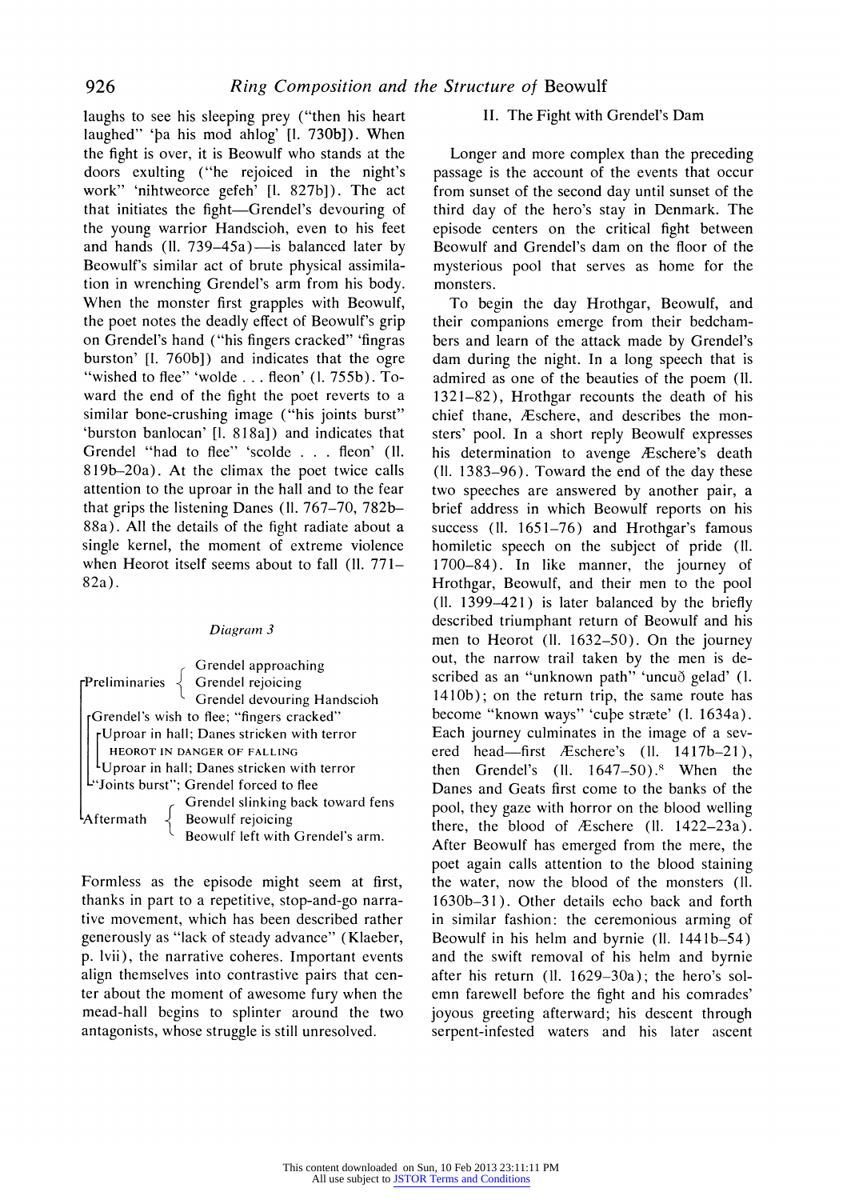laughs to see his sleeping prey ("then his heart laughed" 'þa his mod ahlog' [l. 730b]). When the fight is over, it is Beowulf who stands at the doors exulting ("he rejoiced in the night's work" 'nihtweorce gefeh' [l. 827b]). The act that initiates the fight—Grendel's devouring of the young warrior Handscioh, even to his feet and hands (ll. 739–45a)—is balanced later by Beowulf's similar act of brute physical assimilation in wrenching Grendel's arm from his body. When the monster first grapples with Beowulf, the poet notes the deadly effect of Beowulf's grip on Grendel's hand ("his fingers cracked" 'fingras burston' [l. 760b]) and indicates that the ogre "wished to flee" 'wolde . . . fleon' (l. 755b). Toward the end of the fight the poet reverts to a similar bone-crushing image ("his joints burst" 'burston banlocan' [l. 818a]) and indicates that Grendel "had to flee" 'scolde . . . fleon' (ll. 819b–20a). At the climax the poet twice calls attention to the uproar in the hall and to the fear that grips the listening Danes (ll. 767–70, 782b–88a). All the details of the fight radiate about a single kernel, the moment of extreme violence when Heorot itself seems about to fall (ll. 771–82a).

*Diagram 3*

```
Preliminaries { Grendel approaching
              { Grendel rejoicing
              { Grendel devouring Handscioh
  Grendel's wish to flee; "fingers cracked"
    Uproar in hall; Danes stricken with terror
      HEOROT IN DANGER OF FALLING
    Uproar in hall; Danes stricken with terror
  "Joints burst"; Grendel forced to flee
Aftermath     { Grendel slinking back toward fens
              { Beowulf rejoicing
              { Beowulf left with Grendel's arm.
```

Formless as the episode might seem at first, thanks in part to a repetitive, stop-and-go narrative movement, which has been described rather generously as "lack of steady advance" (Klaeber, p. lvii), the narrative coheres. Important events align themselves into contrastive pairs that center about the moment of awesome fury when the mead-hall begins to splinter around the two antagonists, whose struggle is still unresolved.

## II. The Fight with Grendel's Dam

Longer and more complex than the preceding passage is the account of the events that occur from sunset of the second day until sunset of the third day of the hero's stay in Denmark. The episode centers on the critical fight between Beowulf and Grendel's dam on the floor of the mysterious pool that serves as home for the monsters.

To begin the day Hrothgar, Beowulf, and their companions emerge from their bedchambers and learn of the attack made by Grendel's dam during the night. In a long speech that is admired as one of the beauties of the poem (ll. 1321–82), Hrothgar recounts the death of his chief thane, Æschere, and describes the monsters' pool. In a short reply Beowulf expresses his determination to avenge Æschere's death (ll. 1383–96). Toward the end of the day these two speeches are answered by another pair, a brief address in which Beowulf reports on his success (ll. 1651–76) and Hrothgar's famous homiletic speech on the subject of pride (ll. 1700–84). In like manner, the journey of Hrothgar, Beowulf, and their men to the pool (ll. 1399–421) is later balanced by the briefly described triumphant return of Beowulf and his men to Heorot (ll. 1632–50). On the journey out, the narrow trail taken by the men is described as an "unknown path" 'uncuð gelad' (l. 1410b); on the return trip, the same route has become "known ways" 'cuþe stræte' (l. 1634a). Each journey culminates in the image of a severed head—first Æschere's (ll. 1417b–21), then Grendel's (ll. 1647–50).[8] When the Danes and Geats first come to the banks of the pool, they gaze with horror on the blood welling there, the blood of Æschere (ll. 1422–23a). After Beowulf has emerged from the mere, the poet again calls attention to the blood staining the water, now the blood of the monsters (ll. 1630b–31). Other details echo back and forth in similar fashion: the ceremonious arming of Beowulf in his helm and byrnie (ll. 1441b–54) and the swift removal of his helm and byrnie after his return (ll. 1629–30a); the hero's solemn farewell before the fight and his comrades' joyous greeting afterward; his descent through serpent-infested waters and his later ascent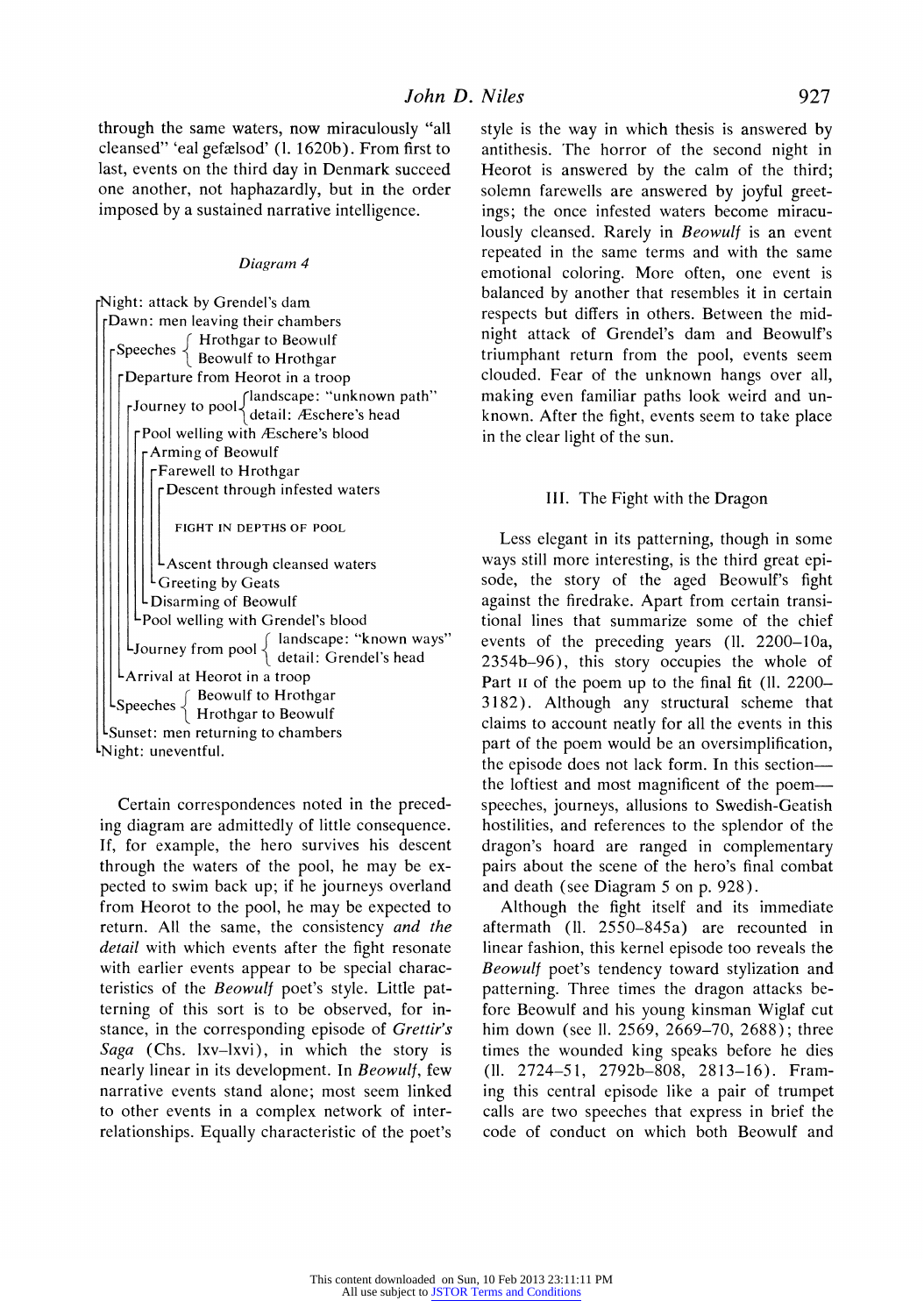through the same waters, now miraculously "all cleansed" 'eal gefælsod' (l. 1620b). From first to last, events on the third day in Denmark succeed one another, not haphazardly, but in the order imposed by a sustained narrative intelligence.

*Diagram 4*

```
┌Night: attack by Grendel's dam
│┌Dawn: men leaving their chambers
││┌Speeches { Hrothgar to Beowulf
│││          { Beowulf to Hrothgar
│││┌Departure from Heorot in a troop
││││┌Journey to pool { landscape: "unknown path"
│││││                { detail: Æschere's head
│││││┌Pool welling with Æschere's blood
││││││┌Arming of Beowulf
│││││││┌Farewell to Hrothgar
││││││││┌Descent through infested waters
│││││││││
│││││││││  FIGHT IN DEPTHS OF POOL
│││││││││
││││││││└Ascent through cleansed waters
│││││││└Greeting by Geats
││││││└Disarming of Beowulf
│││││└Pool welling with Grendel's blood
││││└Journey from pool { landscape: "known ways"
││││                   { detail: Grendel's head
│││└Arrival at Heorot in a troop
││└Speeches { Beowulf to Hrothgar
││          { Hrothgar to Beowulf
│└Sunset: men returning to chambers
└Night: uneventful.
```

Certain correspondences noted in the preceding diagram are admittedly of little consequence. If, for example, the hero survives his descent through the waters of the pool, he may be expected to swim back up; if he journeys overland from Heorot to the pool, he may be expected to return. All the same, the consistency *and the detail* with which events after the fight resonate with earlier events appear to be special characteristics of the *Beowulf* poet's style. Little patterning of this sort is to be observed, for instance, in the corresponding episode of *Grettir's Saga* (Chs. lxv–lxvi), in which the story is nearly linear in its development. In *Beowulf*, few narrative events stand alone; most seem linked to other events in a complex network of interrelationships. Equally characteristic of the poet's style is the way in which thesis is answered by antithesis. The horror of the second night in Heorot is answered by the calm of the third; solemn farewells are answered by joyful greetings; the once infested waters become miraculously cleansed. Rarely in *Beowulf* is an event repeated in the same terms and with the same emotional coloring. More often, one event is balanced by another that resembles it in certain respects but differs in others. Between the midnight attack of Grendel's dam and Beowulf's triumphant return from the pool, events seem clouded. Fear of the unknown hangs over all, making even familiar paths look weird and unknown. After the fight, events seem to take place in the clear light of the sun.

## III. The Fight with the Dragon

Less elegant in its patterning, though in some ways still more interesting, is the third great episode, the story of the aged Beowulf's fight against the firedrake. Apart from certain transitional lines that summarize some of the chief events of the preceding years (ll. 2200–10a, 2354b–96), this story occupies the whole of Part II of the poem up to the final fit (ll. 2200–3182). Although any structural scheme that claims to account neatly for all the events in this part of the poem would be an oversimplification, the episode does not lack form. In this section—the loftiest and most magnificent of the poem—speeches, journeys, allusions to Swedish-Geatish hostilities, and references to the splendor of the dragon's hoard are ranged in complementary pairs about the scene of the hero's final combat and death (see Diagram 5 on p. 928).

Although the fight itself and its immediate aftermath (ll. 2550–845a) are recounted in linear fashion, this kernel episode too reveals the *Beowulf* poet's tendency toward stylization and patterning. Three times the dragon attacks before Beowulf and his young kinsman Wiglaf cut him down (see ll. 2569, 2669–70, 2688); three times the wounded king speaks before he dies (ll. 2724–51, 2792b–808, 2813–16). Framing this central episode like a pair of trumpet calls are two speeches that express in brief the code of conduct on which both Beowulf and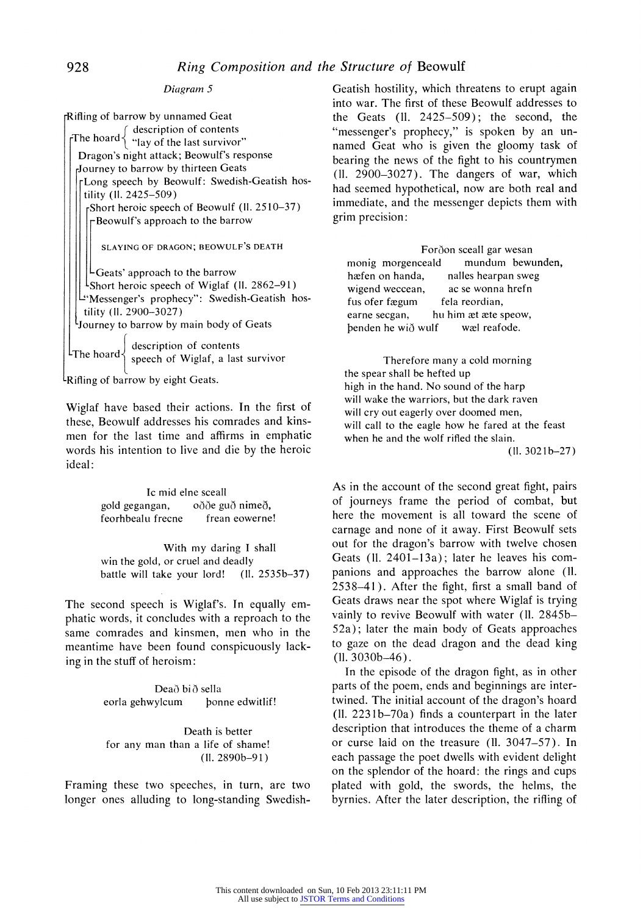*Diagram 5*

```
┌Rifling of barrow by unnamed Geat
│┌The hoard { description of contents
││           { "lay of the last survivor"
││ Dragon's night attack; Beowulf's response
││┌Journey to barrow by thirteen Geats
│││┌Long speech by Beowulf: Swedish-Geatish hos-
││││ tility (ll. 2425–509)
││││┌Short heroic speech of Beowulf (ll. 2510–37)
│││││┌Beowulf's approach to the barrow
││││││
││││││  SLAYING OF DRAGON; BEOWULF'S DEATH
││││││
│││││└Geats' approach to the barrow
││││└Short heroic speech of Wiglaf (ll. 2862–91)
│││└"Messenger's prophecy": Swedish-Geatish hos-
│││  tility (ll. 2900–3027)
││└Journey to barrow by main body of Geats
││
│└The hoard { description of contents
│            { speech of Wiglaf, a last survivor
│
└Rifling of barrow by eight Geats.
```

Wiglaf have based their actions. In the first of these, Beowulf addresses his comrades and kinsmen for the last time and affirms in emphatic words his intention to live and die by the heroic ideal:

> Ic mid elne sceall
> gold gegangan, &nbsp;&nbsp; oððe guð nimeð,
> feorhbealu frecne &nbsp;&nbsp; frean eowerne!

> With my daring I shall
> win the gold, or cruel and deadly
> battle will take your lord! &nbsp;&nbsp; (ll. 2535b–37)

The second speech is Wiglaf's. In equally emphatic words, it concludes with a reproach to the same comrades and kinsmen, men who in the meantime have been found conspicuously lacking in the stuff of heroism:

> Deað bið sella
> eorla gehwylcum &nbsp;&nbsp; þonne edwitlif!

> Death is better
> for any man than a life of shame!
> (ll. 2890b–91)

Framing these two speeches, in turn, are two longer ones alluding to long-standing Swedish-Geatish hostility, which threatens to erupt again into war. The first of these Beowulf addresses to the Geats (ll. 2425–509); the second, the "messenger's prophecy," is spoken by an unnamed Geat who is given the gloomy task of bearing the news of the fight to his countrymen (ll. 2900–3027). The dangers of war, which had seemed hypothetical, now are both real and immediate, and the messenger depicts them with grim precision:

> Forðon sceall gar wesan
> monig morgenceald &nbsp;&nbsp; mundum bewunden,
> hæfen on handa, &nbsp;&nbsp; nalles hearpan sweg
> wigend weccean, &nbsp;&nbsp; ac se wonna hrefn
> fus ofer fægum &nbsp;&nbsp; fela reordian,
> earne secgan, &nbsp;&nbsp; hu him æt æte speow,
> þenden he wið wulf &nbsp;&nbsp; wæl reafode.

> Therefore many a cold morning
> the spear shall be hefted up
> high in the hand. No sound of the harp
> will wake the warriors, but the dark raven
> will cry out eagerly over doomed men,
> will call to the eagle how he fared at the feast
> when he and the wolf rifled the slain.
> (ll. 3021b–27)

As in the account of the second great fight, pairs of journeys frame the period of combat, but here the movement is all toward the scene of carnage and none of it away. First Beowulf sets out for the dragon's barrow with twelve chosen Geats (ll. 2401–13a); later he leaves his companions and approaches the barrow alone (ll. 2538–41). After the fight, first a small band of Geats draws near the spot where Wiglaf is trying vainly to revive Beowulf with water (ll. 2845b–52a); later the main body of Geats approaches to gaze on the dead dragon and the dead king (ll. 3030b–46).

In the episode of the dragon fight, as in other parts of the poem, ends and beginnings are intertwined. The initial account of the dragon's hoard (ll. 2231b–70a) finds a counterpart in the later description that introduces the theme of a charm or curse laid on the treasure (ll. 3047–57). In each passage the poet dwells with evident delight on the splendor of the hoard: the rings and cups plated with gold, the swords, the helms, the byrnies. After the later description, the rifling of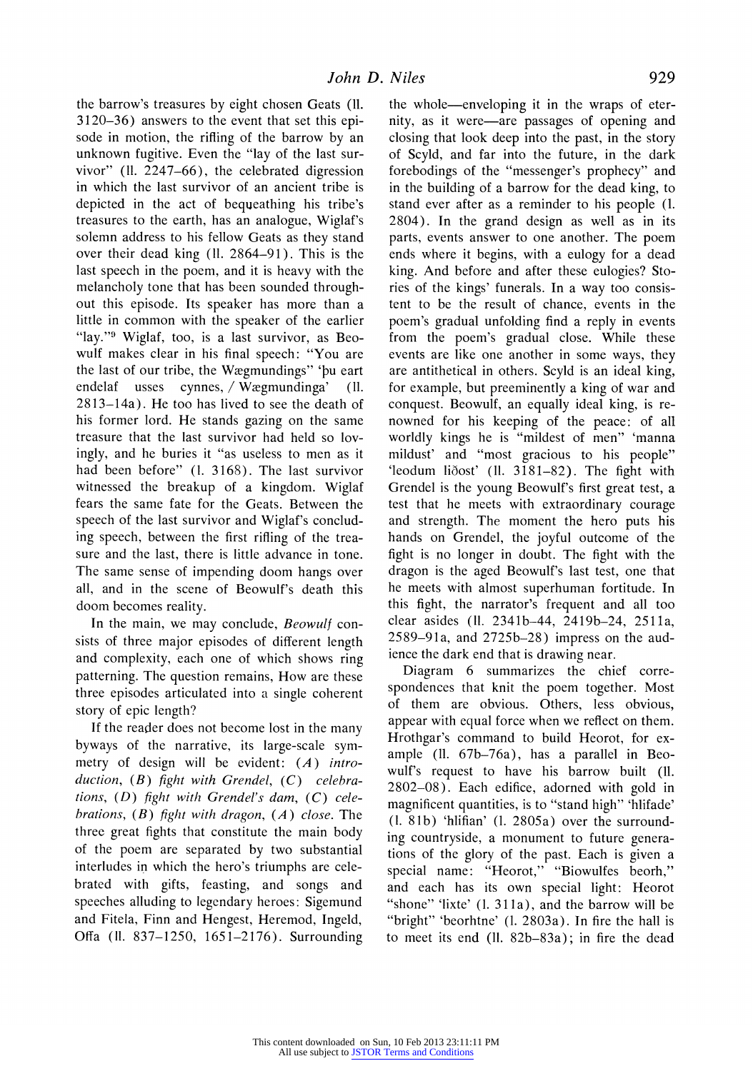the barrow's treasures by eight chosen Geats (ll. 3120–36) answers to the event that set this episode in motion, the rifling of the barrow by an unknown fugitive. Even the "lay of the last survivor" (ll. 2247–66), the celebrated digression in which the last survivor of an ancient tribe is depicted in the act of bequeathing his tribe's treasures to the earth, has an analogue, Wiglaf's solemn address to his fellow Geats as they stand over their dead king (ll. 2864–91). This is the last speech in the poem, and it is heavy with the melancholy tone that has been sounded throughout this episode. Its speaker has more than a little in common with the speaker of the earlier "lay."[9] Wiglaf, too, is a last survivor, as Beowulf makes clear in his final speech: "You are the last of our tribe, the Wægmundings" 'þu eart endelaf usses cynnes, / Wægmundinga' (ll. 2813–14a). He too has lived to see the death of his former lord. He stands gazing on the same treasure that the last survivor had held so lovingly, and he buries it "as useless to men as it had been before" (l. 3168). The last survivor witnessed the breakup of a kingdom. Wiglaf fears the same fate for the Geats. Between the speech of the last survivor and Wiglaf's concluding speech, between the first rifling of the treasure and the last, there is little advance in tone. The same sense of impending doom hangs over all, and in the scene of Beowulf's death this doom becomes reality.

In the main, we may conclude, *Beowulf* consists of three major episodes of different length and complexity, each one of which shows ring patterning. The question remains, How are these three episodes articulated into a single coherent story of epic length?

If the reader does not become lost in the many byways of the narrative, its large-scale symmetry of design will be evident: (*A*) *introduction*, (*B*) *fight with Grendel*, (*C*) *celebrations*, (*D*) *fight with Grendel's dam*, (*C*) *celebrations*, (*B*) *fight with dragon*, (*A*) *close*. The three great fights that constitute the main body of the poem are separated by two substantial interludes in which the hero's triumphs are celebrated with gifts, feasting, and songs and speeches alluding to legendary heroes: Sigemund and Fitela, Finn and Hengest, Heremod, Ingeld, Offa (ll. 837–1250, 1651–2176). Surrounding the whole—enveloping it in the wraps of eternity, as it were—are passages of opening and closing that look deep into the past, in the story of Scyld, and far into the future, in the dark forebodings of the "messenger's prophecy" and in the building of a barrow for the dead king, to stand ever after as a reminder to his people (l. 2804). In the grand design as well as in its parts, events answer to one another. The poem ends where it begins, with a eulogy for a dead king. And before and after these eulogies? Stories of the kings' funerals. In a way too consistent to be the result of chance, events in the poem's gradual unfolding find a reply in events from the poem's gradual close. While these events are like one another in some ways, they are antithetical in others. Scyld is an ideal king, for example, but preeminently a king of war and conquest. Beowulf, an equally ideal king, is renowned for his keeping of the peace: of all worldly kings he is "mildest of men" 'manna mildust' and "most gracious to his people" 'leodum liðost' (ll. 3181–82). The fight with Grendel is the young Beowulf's first great test, a test that he meets with extraordinary courage and strength. The moment the hero puts his hands on Grendel, the joyful outcome of the fight is no longer in doubt. The fight with the dragon is the aged Beowulf's last test, one that he meets with almost superhuman fortitude. In this fight, the narrator's frequent and all too clear asides (ll. 2341b–44, 2419b–24, 2511a, 2589–91a, and 2725b–28) impress on the audience the dark end that is drawing near.

Diagram 6 summarizes the chief correspondences that knit the poem together. Most of them are obvious. Others, less obvious, appear with equal force when we reflect on them. Hrothgar's command to build Heorot, for example (ll. 67b–76a), has a parallel in Beowulf's request to have his barrow built (ll. 2802–08). Each edifice, adorned with gold in magnificent quantities, is to "stand high" 'hlifade' (l. 81b) 'hlifian' (l. 2805a) over the surrounding countryside, a monument to future generations of the glory of the past. Each is given a special name: "Heorot," "Biowulfes beorh," and each has its own special light: Heorot "shone" 'lixte' (l. 311a), and the barrow will be "bright" 'beorhtne' (l. 2803a). In fire the hall is to meet its end (ll. 82b–83a); in fire the dead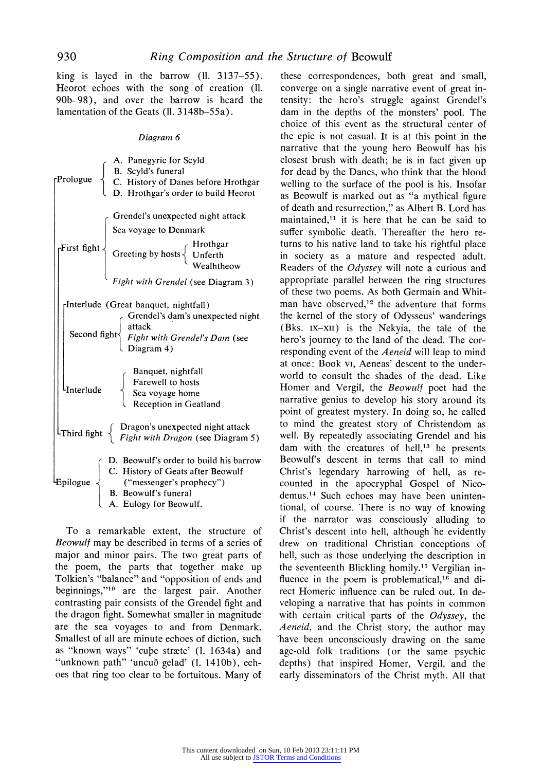king is layed in the barrow (ll. 3137–55). Heorot echoes with the song of creation (ll. 90b–98), and over the barrow is heard the lamentation of the Geats (ll. 3148b–55a).

*Diagram 6*

```
┌Prologue   ⎧ A. Panegyric for Scyld
│           ⎨ B. Scyld's funeral
│           ⎪ C. History of Danes before Hrothgar
│           ⎩ D. Hrothgar's order to build Heorot
│
│             ⎧ Grendel's unexpected night attack
│             ⎪ Sea voyage to Denmark
├First fight ⎨                    ⎧ Hrothgar
│             ⎪ Greeting by hosts ⎨ Unferth
│             ⎪                    ⎩ Wealhtheow
│             ⎩ Fight with Grendel (see Diagram 3)
│
│ ┌Interlude (Great banquet, nightfall)
│ │              ⎧ Grendel's dam's unexpected night
│ │ Second fight ⎨   attack
│ │              ⎩ Fight with Grendel's Dam (see Diagram 4)
│ │
│ │             ⎧ Banquet, nightfall
│ └Interlude   ⎨ Farewell to hosts
│               ⎪ Sea voyage home
│               ⎩ Reception in Geatland
│
├Third fight ⎧ Dragon's unexpected night attack
│             ⎩ Fight with Dragon (see Diagram 5)
│
│           ⎧ D. Beowulf's order to build his barrow
└Epilogue  ⎨ C. History of Geats after Beowulf
            ⎪    ("messenger's prophecy")
            ⎪ B. Beowulf's funeral
            ⎩ A. Eulogy for Beowulf.
```

To a remarkable extent, the structure of *Beowulf* may be described in terms of a series of major and minor pairs. The two great parts of the poem, the parts that together make up Tolkien's "balance" and "opposition of ends and beginnings,"[10] are the largest pair. Another contrasting pair consists of the Grendel fight and the dragon fight. Somewhat smaller in magnitude are the sea voyages to and from Denmark. Smallest of all are minute echoes of diction, such as "known ways" 'cuþe stræte' (l. 1634a) and "unknown path" 'uncuð gelad' (l. 1410b), echoes that ring too clear to be fortuitous. Many of these correspondences, both great and small, converge on a single narrative event of great intensity: the hero's struggle against Grendel's dam in the depths of the monsters' pool. The choice of this event as the structural center of the epic is not casual. It is at this point in the narrative that the young hero Beowulf has his closest brush with death; he is in fact given up for dead by the Danes, who think that the blood welling to the surface of the pool is his. Insofar as Beowulf is marked out as "a mythical figure of death and resurrection," as Albert B. Lord has maintained,[11] it is here that he can be said to suffer symbolic death. Thereafter the hero returns to his native land to take his rightful place in society as a mature and respected adult. Readers of the *Odyssey* will note a curious and appropriate parallel between the ring structures of these two poems. As both Germain and Whitman have observed,[12] the adventure that forms the kernel of the story of Odysseus' wanderings (Bks. IX–XII) is the Nekyia, the tale of the hero's journey to the land of the dead. The corresponding event of the *Aeneid* will leap to mind at once: Book VI, Aeneas' descent to the underworld to consult the shades of the dead. Like Homer and Vergil, the *Beowulf* poet had the narrative genius to develop his story around its point of greatest mystery. In doing so, he called to mind the greatest story of Christendom as well. By repeatedly associating Grendel and his dam with the creatures of hell,[13] he presents Beowulf's descent in terms that call to mind Christ's legendary harrowing of hell, as recounted in the apocryphal Gospel of Nicodemus.[14] Such echoes may have been unintentional, of course. There is no way of knowing if the narrator was consciously alluding to Christ's descent into hell, although he evidently drew on traditional Christian conceptions of hell, such as those underlying the description in the seventeenth Blickling homily.[15] Vergilian influence in the poem is problematical,[16] and direct Homeric influence can be ruled out. In developing a narrative that has points in common with certain critical parts of the *Odyssey*, the *Aeneid*, and the Christ story, the author may have been unconsciously drawing on the same age-old folk traditions (or the same psychic depths) that inspired Homer, Vergil, and the early disseminators of the Christ myth. All that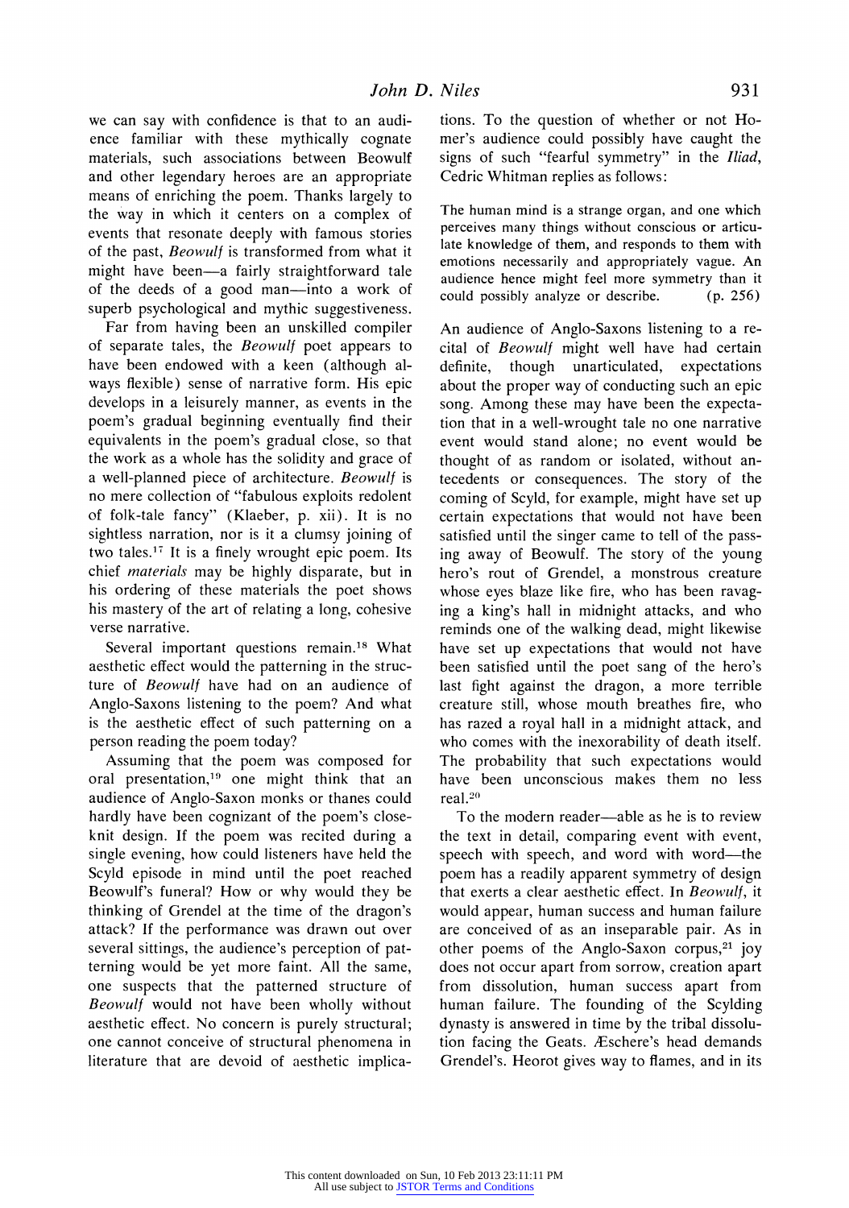we can say with confidence is that to an audience familiar with these mythically cognate materials, such associations between Beowulf and other legendary heroes are an appropriate means of enriching the poem. Thanks largely to the way in which it centers on a complex of events that resonate deeply with famous stories of the past, *Beowulf* is transformed from what it might have been—a fairly straightforward tale of the deeds of a good man—into a work of superb psychological and mythic suggestiveness.

Far from having been an unskilled compiler of separate tales, the *Beowulf* poet appears to have been endowed with a keen (although always flexible) sense of narrative form. His epic develops in a leisurely manner, as events in the poem's gradual beginning eventually find their equivalents in the poem's gradual close, so that the work as a whole has the solidity and grace of a well-planned piece of architecture. *Beowulf* is no mere collection of "fabulous exploits redolent of folk-tale fancy" (Klaeber, p. xii). It is no sightless narration, nor is it a clumsy joining of two tales.[17] It is a finely wrought epic poem. Its chief *materials* may be highly disparate, but in his ordering of these materials the poet shows his mastery of the art of relating a long, cohesive verse narrative.

Several important questions remain.[18] What aesthetic effect would the patterning in the structure of *Beowulf* have had on an audience of Anglo-Saxons listening to the poem? And what is the aesthetic effect of such patterning on a person reading the poem today?

Assuming that the poem was composed for oral presentation,[19] one might think that an audience of Anglo-Saxon monks or thanes could hardly have been cognizant of the poem's close-knit design. If the poem was recited during a single evening, how could listeners have held the Scyld episode in mind until the poet reached Beowulf's funeral? How or why would they be thinking of Grendel at the time of the dragon's attack? If the performance was drawn out over several sittings, the audience's perception of patterning would be yet more faint. All the same, one suspects that the patterned structure of *Beowulf* would not have been wholly without aesthetic effect. No concern is purely structural; one cannot conceive of structural phenomena in literature that are devoid of aesthetic implications. To the question of whether or not Homer's audience could possibly have caught the signs of such "fearful symmetry" in the *Iliad*, Cedric Whitman replies as follows:

> The human mind is a strange organ, and one which perceives many things without conscious or articulate knowledge of them, and responds to them with emotions necessarily and appropriately vague. An audience hence might feel more symmetry than it could possibly analyze or describe. (p. 256)

An audience of Anglo-Saxons listening to a recital of *Beowulf* might well have had certain definite, though unarticulated, expectations about the proper way of conducting such an epic song. Among these may have been the expectation that in a well-wrought tale no one narrative event would stand alone; no event would be thought of as random or isolated, without antecedents or consequences. The story of the coming of Scyld, for example, might have set up certain expectations that would not have been satisfied until the singer came to tell of the passing away of Beowulf. The story of the young hero's rout of Grendel, a monstrous creature whose eyes blaze like fire, who has been ravaging a king's hall in midnight attacks, and who reminds one of the walking dead, might likewise have set up expectations that would not have been satisfied until the poet sang of the hero's last fight against the dragon, a more terrible creature still, whose mouth breathes fire, who has razed a royal hall in a midnight attack, and who comes with the inexorability of death itself. The probability that such expectations would have been unconscious makes them no less real.[20]

To the modern reader—able as he is to review the text in detail, comparing event with event, speech with speech, and word with word—the poem has a readily apparent symmetry of design that exerts a clear aesthetic effect. In *Beowulf*, it would appear, human success and human failure are conceived of as an inseparable pair. As in other poems of the Anglo-Saxon corpus,[21] joy does not occur apart from sorrow, creation apart from dissolution, human success apart from human failure. The founding of the Scylding dynasty is answered in time by the tribal dissolution facing the Geats. Æschere's head demands Grendel's. Heorot gives way to flames, and in its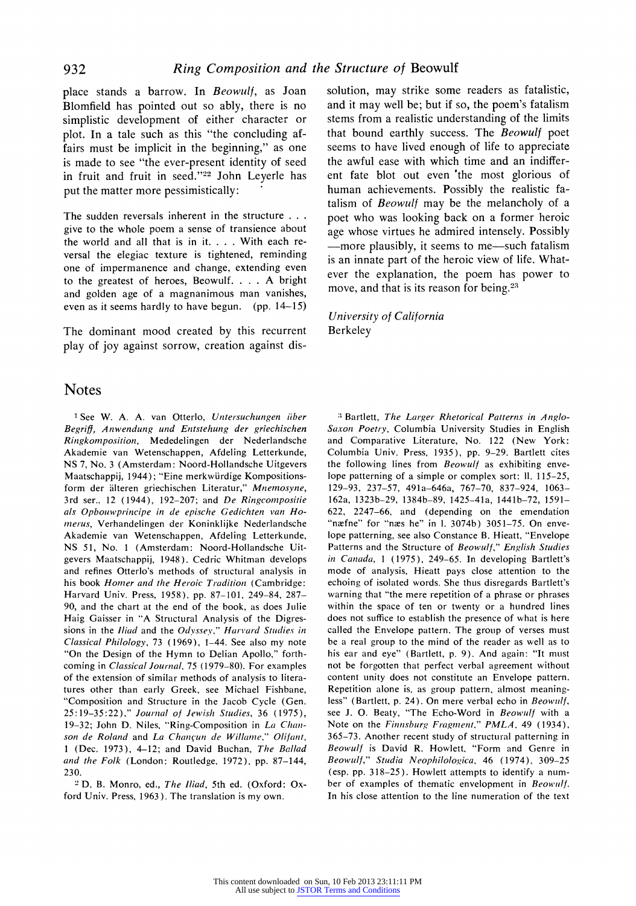place stands a barrow. In *Beowulf*, as Joan Blomfield has pointed out so ably, there is no simplistic development of either character or plot. In a tale such as this "the concluding affairs must be implicit in the beginning," as one is made to see "the ever-present identity of seed in fruit and fruit in seed."[22] John Leyerle has put the matter more pessimistically:

> The sudden reversals inherent in the structure . . . give to the whole poem a sense of transience about the world and all that is in it. . . . With each reversal the elegiac texture is tightened, reminding one of impermanence and change, extending even to the greatest of heroes, Beowulf. . . . A bright and golden age of a magnanimous man vanishes, even as it seems hardly to have begun. (pp. 14–15)

The dominant mood created by this recurrent play of joy against sorrow, creation against dissolution, may strike some readers as fatalistic, and it may well be; but if so, the poem's fatalism stems from a realistic understanding of the limits that bound earthly success. The *Beowulf* poet seems to have lived enough of life to appreciate the awful ease with which time and an indifferent fate blot out even the most glorious of human achievements. Possibly the realistic fatalism of *Beowulf* may be the melancholy of a poet who was looking back on a former heroic age whose virtues he admired intensely. Possibly —more plausibly, it seems to me—such fatalism is an innate part of the heroic view of life. Whatever the explanation, the poem has power to move, and that is its reason for being.[23]

*University of California*
Berkeley

## Notes

[1] See W. A. A. van Otterlo, *Untersuchungen über Begriff, Anwendung und Entstehung der griechischen Ringkomposition*, Mededelingen der Nederlandsche Akademie van Wetenschappen, Afdeling Letterkunde, NS 7, No. 3 (Amsterdam: Noord-Hollandsche Uitgevers Maatschappij, 1944); "Eine merkwürdige Kompositionsform der älteren griechischen Literatur," *Mnemosyne*, 3rd ser.. 12 (1944), 192–207; and *De Ringcompositie als Opbouwprincipe in de epische Gedichten van Homerus*, Verhandelingen der Koninklijke Nederlandsche Akademie van Wetenschappen, Afdeling Letterkunde, NS 51, No. 1 (Amsterdam: Noord-Hollandsche Uitgevers Maatschappij, 1948). Cedric Whitman develops and refines Otterlo's methods of structural analysis in his book *Homer and the Heroic Tradition* (Cambridge: Harvard Univ. Press, 1958), pp. 87–101, 249–84, 287–90, and the chart at the end of the book, as does Julie Haig Gaisser in "A Structural Analysis of the Digressions in the *Iliad* and the *Odyssey*," *Harvard Studies in Classical Philology*, 73 (1969), 1–44. See also my note "On the Design of the Hymn to Delian Apollo," forthcoming in *Classical Journal*, 75 (1979–80). For examples of the extension of similar methods of analysis to literatures other than early Greek, see Michael Fishbane, "Composition and Structure in the Jacob Cycle (Gen. 25:19–35:22)," *Journal of Jewish Studies*, 36 (1975), 19–32; John D. Niles, "Ring-Composition in *La Chanson de Roland* and *La Chançun de Willame*," *Olifant*, 1 (Dec. 1973), 4–12; and David Buchan, *The Ballad and the Folk* (London: Routledge, 1972), pp. 87–144, 230.

[2] D. B. Monro, ed., *The Iliad*, 5th ed. (Oxford: Oxford Univ. Press, 1963). The translation is my own.

[3] Bartlett, *The Larger Rhetorical Patterns in Anglo-Saxon Poetry*, Columbia University Studies in English and Comparative Literature, No. 122 (New York: Columbia Univ. Press, 1935), pp. 9–29. Bartlett cites the following lines from *Beowulf* as exhibiting envelope patterning of a simple or complex sort: ll. 115–25, 129–93, 237–57, 491a–646a, 767–70, 837–924, 1063–162a, 1323b–29, 1384b–89, 1425–41a, 1441b–72, 1591–622, 2247–66, and (depending on the emendation "næfne" for "næs he" in l. 3074b) 3051–75. On envelope patterning, see also Constance B. Hieatt, "Envelope Patterns and the Structure of *Beowulf*," *English Studies in Canada*, 1 (1975), 249–65. In developing Bartlett's mode of analysis, Hieatt pays close attention to the echoing of isolated words. She thus disregards Bartlett's warning that "the mere repetition of a phrase or phrases within the space of ten or twenty or a hundred lines does not suffice to establish the presence of what is here called the Envelope pattern. The group of verses must be a real group to the mind of the reader as well as to his ear and eye" (Bartlett, p. 9). And again: "It must not be forgotten that perfect verbal agreement without content unity does not constitute an Envelope pattern. Repetition alone is, as group pattern, almost meaningless" (Bartlett, p. 24). On mere verbal echo in *Beowulf*, see J. O. Beaty, "The Echo-Word in *Beowulf* with a Note on the *Finnsburg Fragment*," *PMLA*, 49 (1934), 365–73. Another recent study of structural patterning in *Beowulf* is David R. Howlett, "Form and Genre in *Beowulf*," *Studia Neophilologica*, 46 (1974), 309–25 (esp. pp. 318–25). Howlett attempts to identify a number of examples of thematic envelopment in *Beowulf*. In his close attention to the line numeration of the text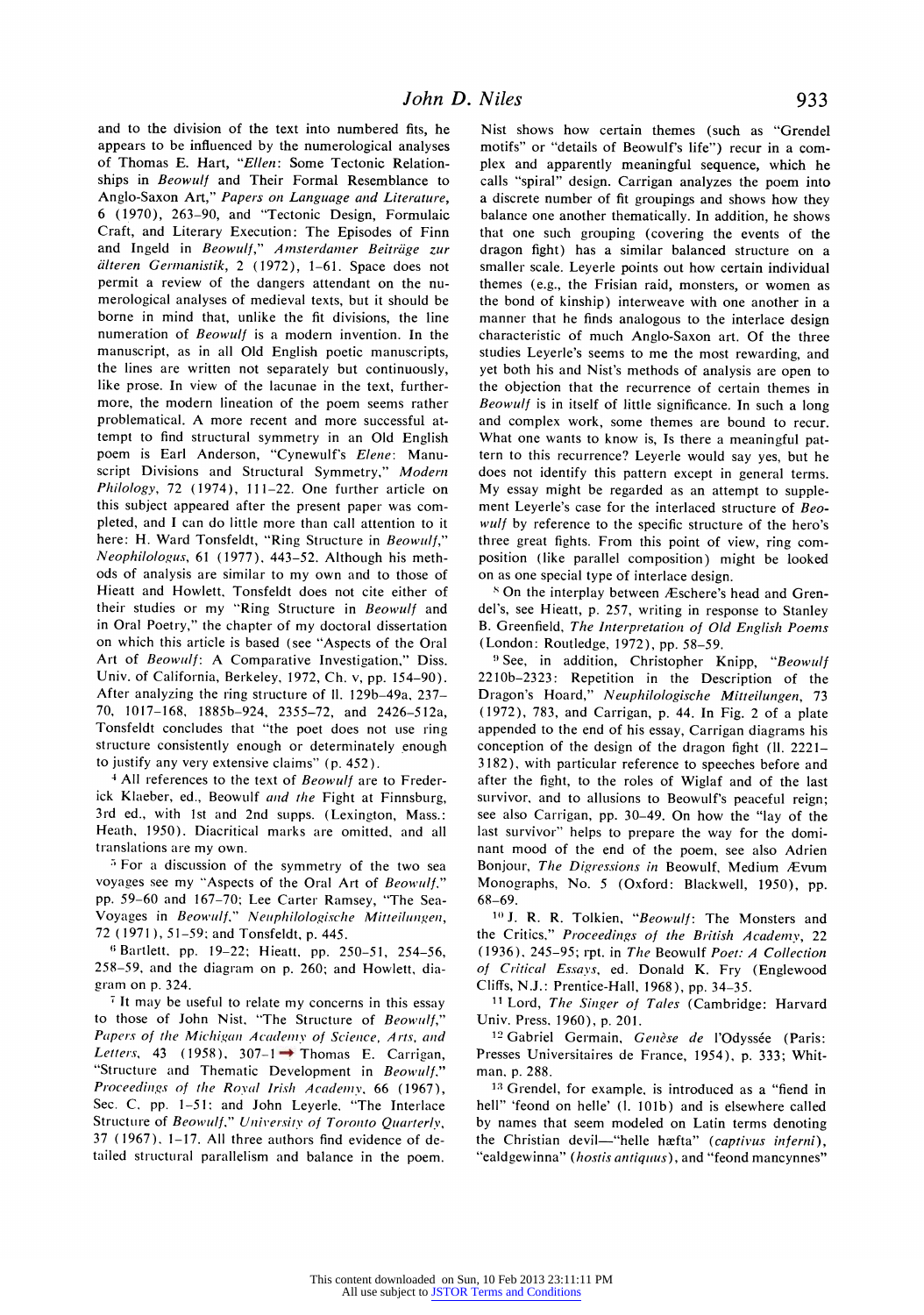and to the division of the text into numbered fits, he appears to be influenced by the numerological analyses of Thomas E. Hart, "*Ellen*: Some Tectonic Relationships in *Beowulf* and Their Formal Resemblance to Anglo-Saxon Art," *Papers on Language and Literature*, 6 (1970), 263–90, and "Tectonic Design, Formulaic Craft, and Literary Execution: The Episodes of Finn and Ingeld in *Beowulf*," *Amsterdamer Beiträge zur älteren Germanistik*, 2 (1972), 1–61. Space does not permit a review of the dangers attendant on the numerological analyses of medieval texts, but it should be borne in mind that, unlike the fit divisions, the line numeration of *Beowulf* is a modern invention. In the manuscript, as in all Old English poetic manuscripts, the lines are written not separately but continuously, like prose. In view of the lacunae in the text, furthermore, the modern lineation of the poem seems rather problematical. A more recent and more successful attempt to find structural symmetry in an Old English poem is Earl Anderson, "Cynewulf's *Elene*: Manuscript Divisions and Structural Symmetry," *Modern Philology*, 72 (1974), 111–22. One further article on this subject appeared after the present paper was completed, and I can do little more than call attention to it here: H. Ward Tonsfeldt, "Ring Structure in *Beowulf*," *Neophilologus*, 61 (1977), 443–52. Although his methods of analysis are similar to my own and to those of Hieatt and Howlett, Tonsfeldt does not cite either of their studies or my "Ring Structure in *Beowulf* and in Oral Poetry," the chapter of my doctoral dissertation on which this article is based (see "Aspects of the Oral Art of *Beowulf*: A Comparative Investigation," Diss. Univ. of California, Berkeley, 1972, Ch. v, pp. 154–90). After analyzing the ring structure of ll. 129b–49a, 237–70, 1017–168, 1885b–924, 2355–72, and 2426–512a, Tonsfeldt concludes that "the poet does not use ring structure consistently enough or determinately enough to justify any very extensive claims" (p. 452).

[4] All references to the text of *Beowulf* are to Frederick Klaeber, ed., Beowulf *and the* Fight at Finnsburg, 3rd ed., with 1st and 2nd supps. (Lexington, Mass.: Heath, 1950). Diacritical marks are omitted, and all translations are my own.

[5] For a discussion of the symmetry of the two sea voyages see my "Aspects of the Oral Art of *Beowulf*," pp. 59–60 and 167–70; Lee Carter Ramsey, "The Sea-Voyages in *Beowulf*," *Neuphilologische Mitteilungen*, 72 (1971), 51–59; and Tonsfeldt, p. 445.

[6] Bartlett, pp. 19–22; Hieatt, pp. 250–51, 254–56, 258–59, and the diagram on p. 260; and Howlett, diagram on p. 324.

[7] It may be useful to relate my concerns in this essay to those of John Nist, "The Structure of *Beowulf*," *Papers of the Michigan Academy of Science, Arts, and Letters*, 43 (1958), 307–1→ Thomas E. Carrigan, "Structure and Thematic Development in *Beowulf*," *Proceedings of the Royal Irish Academy*, 66 (1967), Sec. C, pp. 1–51; and John Leyerle, "The Interlace Structure of *Beowulf*," *University of Toronto Quarterly*, 37 (1967), 1–17. All three authors find evidence of detailed structural parallelism and balance in the poem. Nist shows how certain themes (such as "Grendel motifs" or "details of Beowulf's life") recur in a complex and apparently meaningful sequence, which he calls "spiral" design. Carrigan analyzes the poem into a discrete number of fit groupings and shows how they balance one another thematically. In addition, he shows that one such grouping (covering the events of the dragon fight) has a similar balanced structure on a smaller scale. Leyerle points out how certain individual themes (e.g., the Frisian raid, monsters, or women as the bond of kinship) interweave with one another in a manner that he finds analogous to the interlace design characteristic of much Anglo-Saxon art. Of the three studies Leyerle's seems to me the most rewarding, and yet both his and Nist's methods of analysis are open to the objection that the recurrence of certain themes in *Beowulf* is in itself of little significance. In such a long and complex work, some themes are bound to recur. What one wants to know is, Is there a meaningful pattern to this recurrence? Leyerle would say yes, but he does not identify this pattern except in general terms. My essay might be regarded as an attempt to supplement Leyerle's case for the interlaced structure of *Beowulf* by reference to the specific structure of the hero's three great fights. From this point of view, ring composition (like parallel composition) might be looked on as one special type of interlace design.

[8] On the interplay between Æschere's head and Grendel's, see Hieatt, p. 257, writing in response to Stanley B. Greenfield, *The Interpretation of Old English Poems* (London: Routledge, 1972), pp. 58–59.

[9] See, in addition, Christopher Knipp, "*Beowulf* 2210b–2323: Repetition in the Description of the Dragon's Hoard," *Neuphilologische Mitteilungen*, 73 (1972), 783, and Carrigan, p. 44. In Fig. 2 of a plate appended to the end of his essay, Carrigan diagrams his conception of the design of the dragon fight (ll. 2221–3182), with particular reference to speeches before and after the fight, to the roles of Wiglaf and of the last survivor, and to allusions to Beowulf's peaceful reign; see also Carrigan, pp. 30–49. On how the "lay of the last survivor" helps to prepare the way for the dominant mood of the end of the poem, see also Adrien Bonjour, *The Digressions in* Beowulf, Medium Ævum Monographs, No. 5 (Oxford: Blackwell, 1950), pp. 68–69.

[10] J. R. R. Tolkien, "*Beowulf*: The Monsters and the Critics," *Proceedings of the British Academy*, 22 (1936), 245–95; rpt. in *The* Beowulf *Poet: A Collection of Critical Essays*, ed. Donald K. Fry (Englewood Cliffs, N.J.: Prentice-Hall, 1968), pp. 34–35.

[11] Lord, *The Singer of Tales* (Cambridge: Harvard Univ. Press, 1960), p. 201.

[12] Gabriel Germain, *Genèse de* l'Odyssée (Paris: Presses Universitaires de France, 1954), p. 333; Whitman, p. 288.

[13] Grendel, for example, is introduced as a "fiend in hell" 'feond on helle' (l. 101b) and is elsewhere called by names that seem modeled on Latin terms denoting the Christian devil—"helle hæfta" (*captivus inferni*), "ealdgewinna" (*hostis antiquus*), and "feond mancynnes"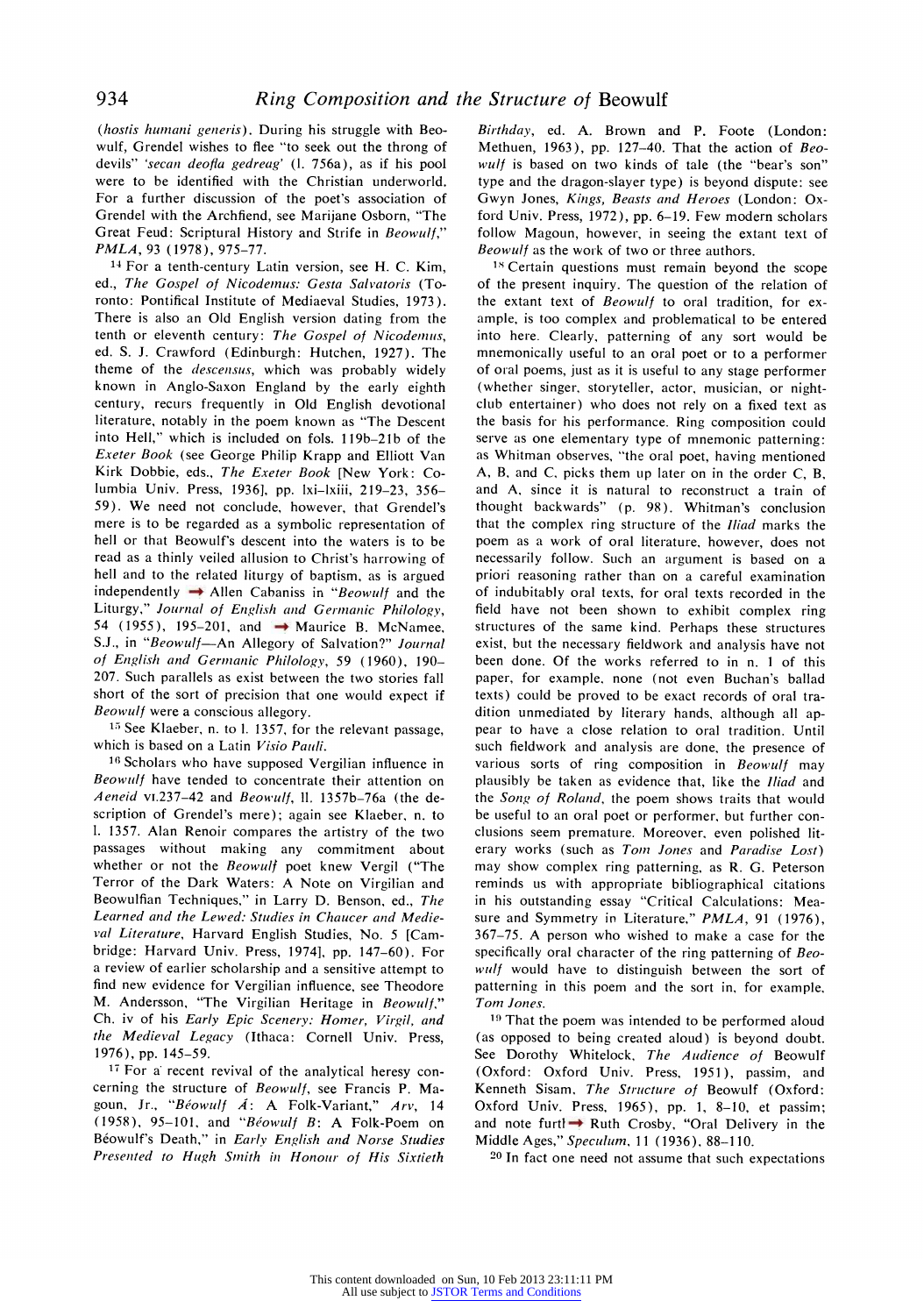(*hostis humani generis*). During his struggle with Beowulf, Grendel wishes to flee "to seek out the throng of devils" *'secan deofla gedreag'* (l. 756a), as if his pool were to be identified with the Christian underworld. For a further discussion of the poet's association of Grendel with the Archfiend, see Marijane Osborn, "The Great Feud: Scriptural History and Strife in *Beowulf*," *PMLA*, 93 (1978), 975–77.

[14] For a tenth-century Latin version, see H. C. Kim, ed., *The Gospel of Nicodemus: Gesta Salvatoris* (Toronto: Pontifical Institute of Mediaeval Studies, 1973). There is also an Old English version dating from the tenth or eleventh century: *The Gospel of Nicodemus*, ed. S. J. Crawford (Edinburgh: Hutchen, 1927). The theme of the *descensus*, which was probably widely known in Anglo-Saxon England by the early eighth century, recurs frequently in Old English devotional literature, notably in the poem known as "The Descent into Hell," which is included on fols. 119b–21b of the *Exeter Book* (see George Philip Krapp and Elliott Van Kirk Dobbie, eds., *The Exeter Book* [New York: Columbia Univ. Press, 1936], pp. lxi–lxiii, 219–23, 356–59). We need not conclude, however, that Grendel's mere is to be regarded as a symbolic representation of hell or that Beowulf's descent into the waters is to be read as a thinly veiled allusion to Christ's harrowing of hell and to the related liturgy of baptism, as is argued independently by Allen Cabaniss in "*Beowulf* and the Liturgy," *Journal of English and Germanic Philology*, 54 (1955), 195–201, and by Maurice B. McNamee, S.J., in "*Beowulf*—An Allegory of Salvation?" *Journal of English and Germanic Philology*, 59 (1960), 190–207. Such parallels as exist between the two stories fall short of the sort of precision that one would expect if *Beowulf* were a conscious allegory.

[15] See Klaeber, n. to l. 1357, for the relevant passage, which is based on a Latin *Visio Pauli*.

[16] Scholars who have supposed Vergilian influence in *Beowulf* have tended to concentrate their attention on *Aeneid* VI.237–42 and *Beowulf*, ll. 1357b–76a (the description of Grendel's mere); again see Klaeber, n. to l. 1357. Alan Renoir compares the artistry of the two passages without making any commitment about whether or not the *Beowulf* poet knew Vergil ("The Terror of the Dark Waters: A Note on Virgilian and Beowulfian Techniques," in Larry D. Benson, ed., *The Learned and the Lewed: Studies in Chaucer and Medieval Literature*, Harvard English Studies, No. 5 [Cambridge: Harvard Univ. Press, 1974], pp. 147–60). For a review of earlier scholarship and a sensitive attempt to find new evidence for Vergilian influence, see Theodore M. Andersson, "The Virgilian Heritage in *Beowulf*," Ch. iv of his *Early Epic Scenery: Homer, Virgil, and the Medieval Legacy* (Ithaca: Cornell Univ. Press, 1976), pp. 145–59.

[17] For a recent revival of the analytical heresy concerning the structure of *Beowulf*, see Francis P. Magoun, Jr., "*Béowulf A*: A Folk-Variant," *Arv*, 14 (1958), 95–101, and "*Béowulf B*: A Folk-Poem on Béowulf's Death," in *Early English and Norse Studies Presented to Hugh Smith in Honour of His Sixtieth Birthday*, ed. A. Brown and P. Foote (London: Methuen, 1963), pp. 127–40. That the action of *Beowulf* is based on two kinds of tale (the "bear's son" type and the dragon-slayer type) is beyond dispute: see Gwyn Jones, *Kings, Beasts and Heroes* (London: Oxford Univ. Press, 1972), pp. 6–19. Few modern scholars follow Magoun, however, in seeing the extant text of *Beowulf* as the work of two or three authors.

[18] Certain questions must remain beyond the scope of the present inquiry. The question of the relation of the extant text of *Beowulf* to oral tradition, for example, is too complex and problematical to be entered into here. Clearly, patterning of any sort would be mnemonically useful to an oral poet or to a performer of oral poems, just as it is useful to any stage performer (whether singer, storyteller, actor, musician, or nightclub entertainer) who does not rely on a fixed text as the basis for his performance. Ring composition could serve as one elementary type of mnemonic patterning: as Whitman observes, "the oral poet, having mentioned A, B, and C, picks them up later on in the order C, B, and A, since it is natural to reconstruct a train of thought backwards" (p. 98). Whitman's conclusion that the complex ring structure of the *Iliad* marks the poem as a work of oral literature, however, does not necessarily follow. Such an argument is based on a priori reasoning rather than on a careful examination of indubitably oral texts, for oral texts recorded in the field have not been shown to exhibit complex ring structures of the same kind. Perhaps these structures exist, but the necessary fieldwork and analysis have not been done. Of the works referred to in n. 1 of this paper, for example, none (not even Buchan's ballad texts) could be proved to be exact records of oral tradition unmediated by literary hands, although all appear to have a close relation to oral tradition. Until such fieldwork and analysis are done, the presence of various sorts of ring composition in *Beowulf* may plausibly be taken as evidence that, like the *Iliad* and the *Song of Roland*, the poem shows traits that would be useful to an oral poet or performer, but further conclusions seem premature. Moreover, even polished literary works (such as *Tom Jones* and *Paradise Lost*) may show complex ring patterning, as R. G. Peterson reminds us with appropriate bibliographical citations in his outstanding essay "Critical Calculations: Measure and Symmetry in Literature," *PMLA*, 91 (1976), 367–75. A person who wished to make a case for the specifically oral character of the ring patterning of *Beowulf* would have to distinguish between the sort of patterning in this poem and the sort in, for example, *Tom Jones*.

[19] That the poem was intended to be performed aloud (as opposed to being created aloud) is beyond doubt. See Dorothy Whitelock, *The Audience of* Beowulf (Oxford: Oxford Univ. Press, 1951), passim, and Kenneth Sisam, *The Structure of* Beowulf (Oxford: Oxford Univ. Press, 1965), pp. 1, 8–10, et passim; and note further Ruth Crosby, "Oral Delivery in the Middle Ages," *Speculum*, 11 (1936), 88–110.

[20] In fact one need not assume that such expectations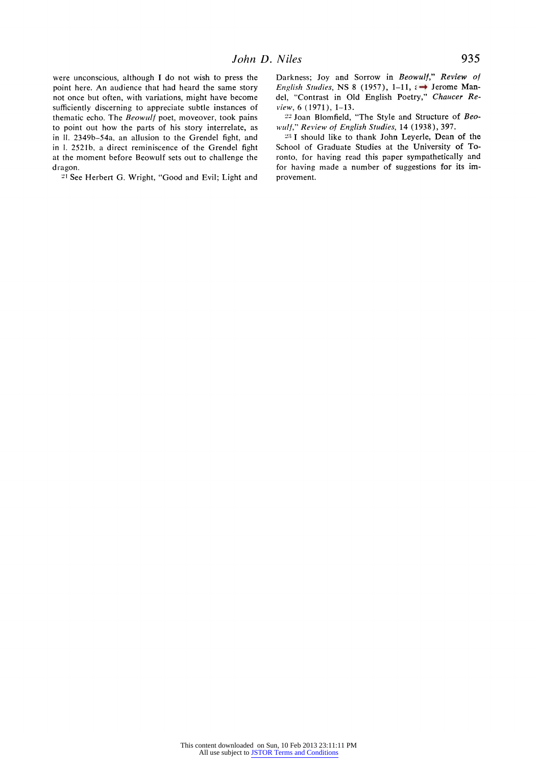were unconscious, although I do not wish to press the point here. An audience that had heard the same story not once but often, with variations, might have become sufficiently discerning to appreciate subtle instances of thematic echo. The *Beowulf* poet, moveover, took pains to point out how the parts of his story interrelate, as in ll. 2349b–54a, an allusion to the Grendel fight, and in l. 2521b, a direct reminiscence of the Grendel fight at the moment before Beowulf sets out to challenge the dragon.

[21] See Herbert G. Wright, "Good and Evil; Light and Darkness; Joy and Sorrow in *Beowulf*," *Review of English Studies*, NS 8 (1957), 1–11, a Jerome Mandel, "Contrast in Old English Poetry," *Chaucer Review*, 6 (1971), 1–13.

[22] Joan Blomfield, "The Style and Structure of *Beowulf*," *Review of English Studies*, 14 (1938), 397.

[23] I should like to thank John Leyerle, Dean of the School of Graduate Studies at the University of Toronto, for having read this paper sympathetically and for having made a number of suggestions for its improvement.